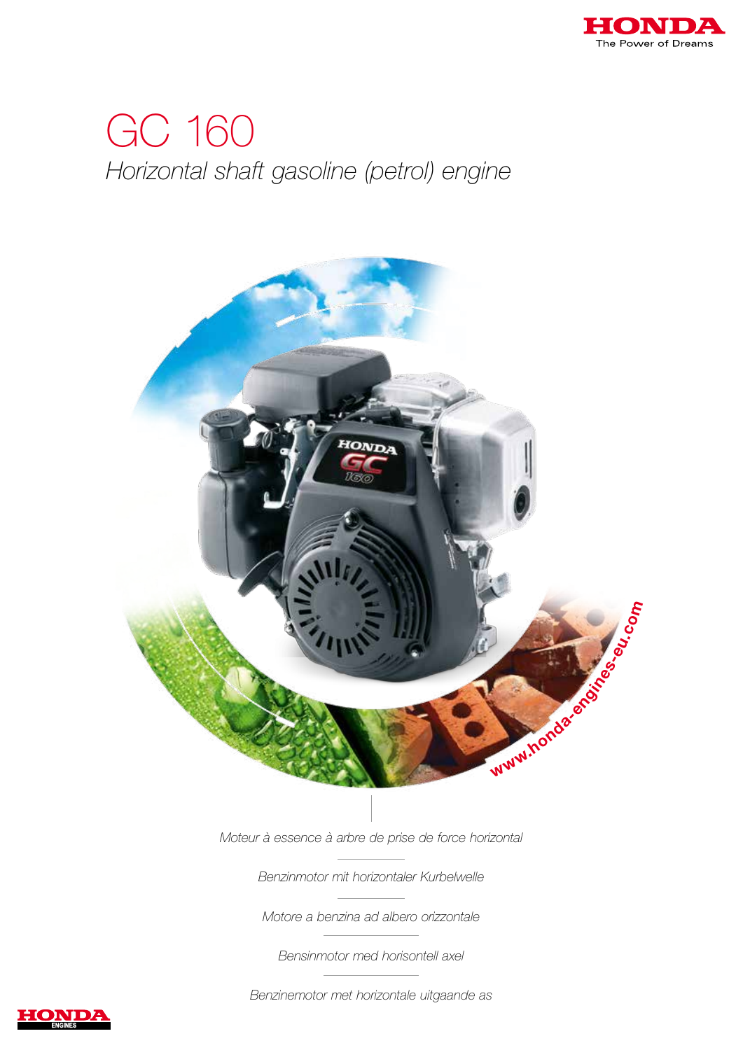HONDA

The Power of Dreams

# GC 160

*Horizontal shaft gasoline (petrol) engine*

www.honda-engines-eu.com

*Moteur à essence à arbre de prise de force horizontal*

*Benzinmotor mit horizontaler Kurbelwelle*

*Motore a benzina ad albero orizzontale*

*Bensinmotor med horisontell axel*

*Benzinemotor met horizontale uitgaande as*

HONDA ENGINES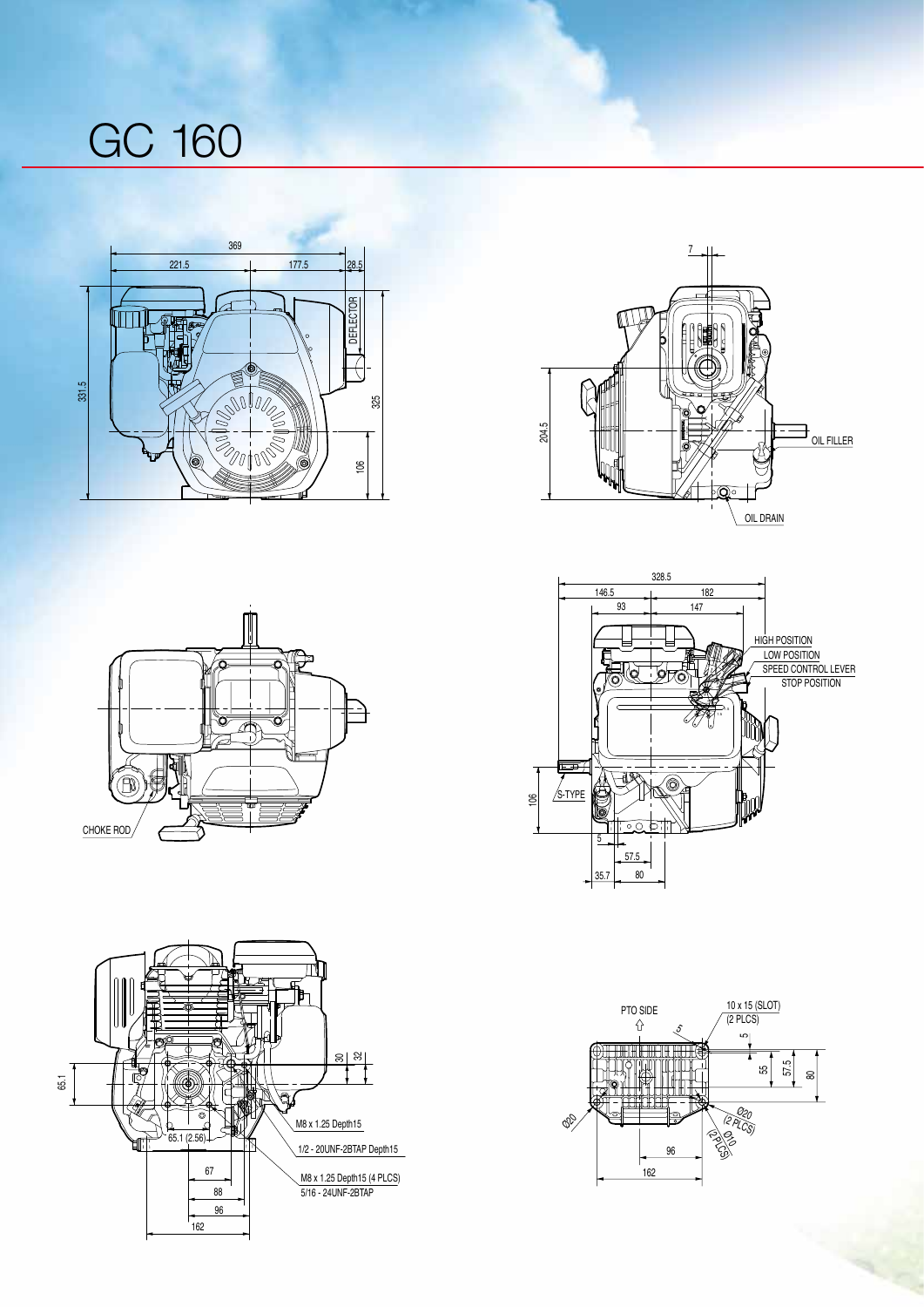# GC 160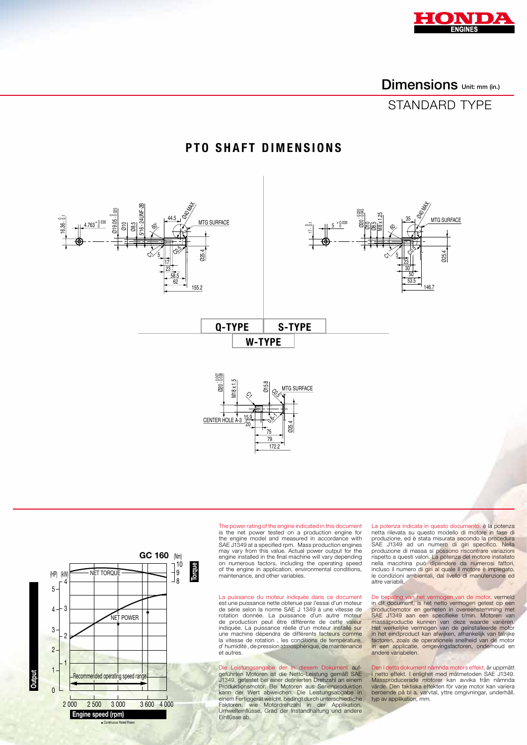# Dimensions Unit: mm (in.)

## STANDARD TYPE

## PTO SHAFT DIMENSIONS

Q-TYPE | S-TYPE

W-TYPE

GC 160

The power rating of the engine indicated in this document is the net power tested on a production engine for the engine model and measured in accordance with SAE J1349 at a specified rpm. Mass production engines may vary from this value. Actual power output for the engine installed in the final machine will vary depending on numerous factors, including the operating speed of the engine in application, environmental conditions, maintenance, and other variables.

La puissance du moteur indiquée dans ce document est une puissance nette obtenue par l'essai d'un moteur de série selon la norme SAE J 1349 à une vitesse de rotation donnée. La puissance d'un autre moteur de production peut être différente de cette valeur indiquée. La puissance réelle d'un moteur installé sur une machine dépendra de différents facteurs comme la vitesse de rotation , les conditions de température, d' humidité, de pression atmosphérique, de maintenance et autres.

Die Leistungsangabe der in diesem Dokument aufgeführten Motoren ist die Netto-Leistung gemäß SAE J1349, getestet bei einer definierten Drehzahl an einem Produktionsmotor. Bei Motoren aus Serienproduktion kann der Wert abweichen. Die Leistungsabgabe in einem Fertiggerät weicht, bedingt durch unterschiedliche Faktoren, wie Motordrehzahl in der Applikation, Umwelteinflüsse, Grad der Instandhaltung und andere Einflüsse ab.

La potenza indicata in questo documento, è la potenza netta rilevata su questo modello di motore in fase di produzione, ed è stata misurata secondo la procedura SAE J1349 ad un numero di giri specifico. Nella produzione di massa si possono riscontrare variazioni rispetto a questi valori. La potenza del motore installato nella macchina può dipendere da numerosi fattori, incluso il numero di giri al quale il motore è impiegato, le condizioni ambientali, dal livello di manutenzione ed altre variabili.

De bepaling van het vermogen van de motor, vermeld in dit document, is het netto vermogen getest op een productiemotor en gemeten in overeenstemming met SAE J1349 aan een specifieke t/min. Motoren van massaproductie kunnen van deze waarde variëren. Het werkelijke vermogen van de geïnstalleerde motor in het eindproduct kan afwijken, afhankelijk van talrijke factoren, zoals de operationele snelheid van de motor in een applicatie, omgevingsfactoren, onderhoud en andere variabelen.

Den i detta dokument nämnda motors effekt, är uppmätt i netto effekt. I enlighet med mätmetoden SAE J1349. Massproducerade motorer kan avvika från nämnda värde. Den faktiska effekten för varje motor kan variera beroende på bl a. varvtal, yttre omgivningar, underhåll, typ av applikation, mm.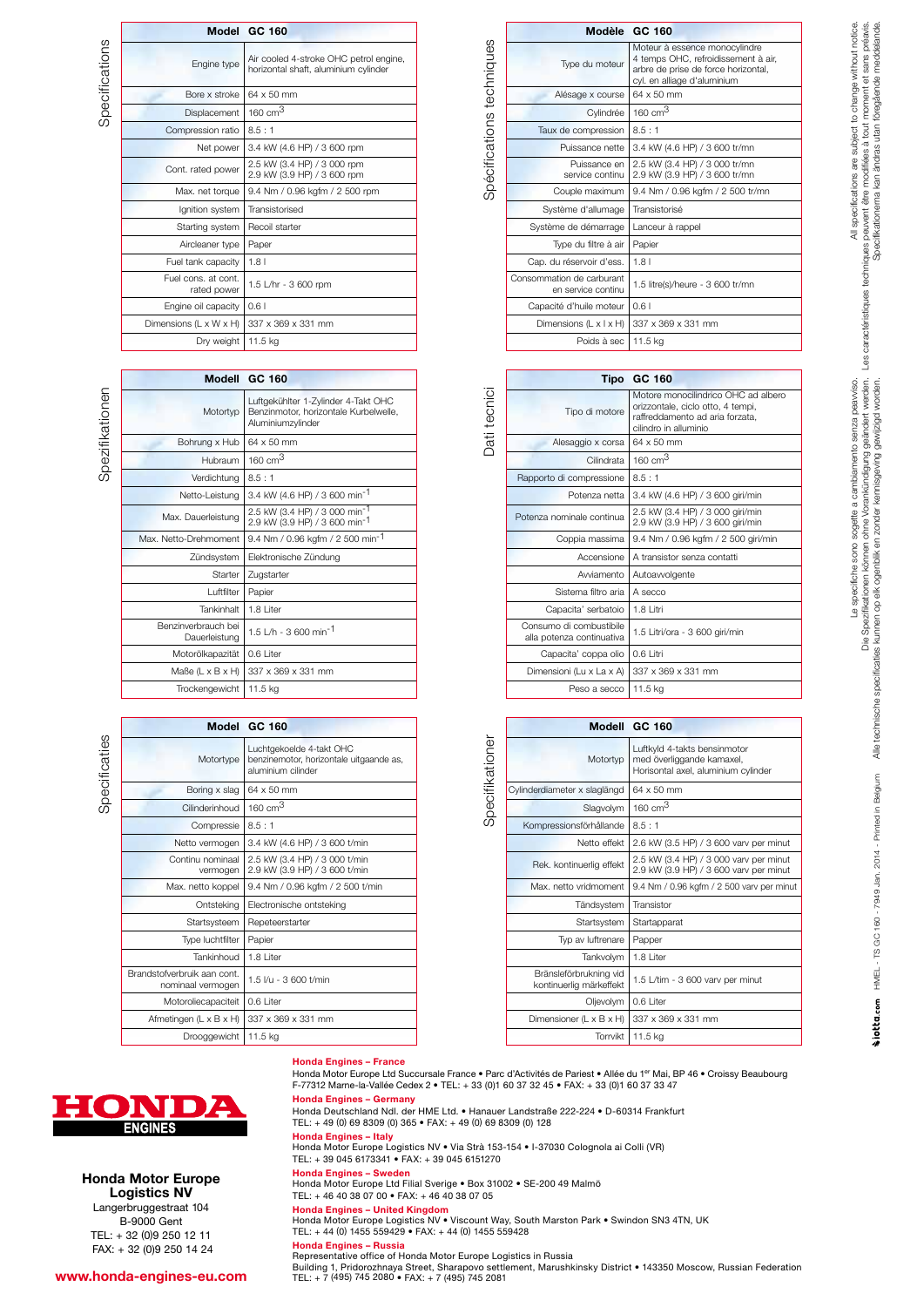## Specifications

| Model | GC 160 |
|---|---|
| Engine type | Air cooled 4-stroke OHC petrol engine, horizontal shaft, aluminium cylinder |
| Bore x stroke | 64 x 50 mm |
| Displacement | 160 cm$^3$ |
| Compression ratio | 8.5 : 1 |
| Net power | 3.4 kW (4.6 HP) / 3 600 rpm |
| Cont. rated power | 2.5 kW (3.4 HP) / 3 000 rpm<br>2.9 kW (3.9 HP) / 3 600 rpm |
| Max. net torque | 9.4 Nm / 0.96 kgfm / 2 500 rpm |
| Ignition system | Transistorised |
| Starting system | Recoil starter |
| Aircleaner type | Paper |
| Fuel tank capacity | 1.8 l |
| Fuel cons. at cont. rated power | 1.5 L/hr - 3 600 rpm |
| Engine oil capacity | 0.6 l |
| Dimensions (L x W x H) | 337 x 369 x 331 mm |
| Dry weight | 11.5 kg |

## Spécifications techniques

| Modèle | GC 160 |
|---|---|
| Type du moteur | Moteur à essence monocylindre 4 temps OHC, refroidissement à air, arbre de prise de force horizontal, cyl. en alliage d'aluminium |
| Alésage x course | 64 x 50 mm |
| Cylindrée | 160 cm$^3$ |
| Taux de compression | 8.5 : 1 |
| Puissance nette | 3.4 kW (4.6 HP) / 3 600 tr/mn |
| Puissance en service continu | 2.5 kW (3.4 HP) / 3 000 tr/mn<br>2.9 kW (3.9 HP) / 3 600 tr/mn |
| Couple maximum | 9.4 Nm / 0.96 kgfm / 2 500 tr/mn |
| Système d'allumage | Transistorisé |
| Système de démarrage | Lanceur à rappel |
| Type du filtre à air | Papier |
| Cap. du réservoir d'ess. | 1.8 l |
| Consommation de carburant en service continu | 1.5 litre(s)/heure - 3 600 tr/mn |
| Capacité d'huile moteur | 0.6 l |
| Dimensions (L x l x H) | 337 x 369 x 331 mm |
| Poids à sec | 11.5 kg |

## Spezifikationen

| Modell | GC 160 |
|---|---|
| Motortyp | Luftgekühlter 1-Zylinder 4-Takt OHC Benzinmotor, horizontale Kurbelwelle, Aluminiumzylinder |
| Bohrung x Hub | 64 x 50 mm |
| Hubraum | 160 cm$^3$ |
| Verdichtung | 8.5 : 1 |
| Netto-Leistung | 3.4 kW (4.6 HP) / 3 600 min$^{-1}$ |
| Max. Dauerleistung | 2.5 kW (3.4 HP) / 3 000 min$^{-1}$<br>2.9 kW (3.9 HP) / 3 600 min$^{-1}$ |
| Max. Netto-Drehmoment | 9.4 Nm / 0.96 kgfm / 2 500 min$^{-1}$ |
| Zündsystem | Elektronische Zündung |
| Starter | Zugstarter |
| Luftfilter | Papier |
| Tankinhalt | 1.8 Liter |
| Benzinverbrauch bei Dauerleistung | 1.5 L/h - 3 600 min$^{-1}$ |
| Motorölkapazität | 0.6 Liter |
| Maße (L x B x H) | 337 x 369 x 331 mm |
| Trockengewicht | 11.5 kg |

## Dati tecnici

| Tipo | GC 160 |
|---|---|
| Tipo di motore | Motore monocilindrico OHC ad albero orizzontale, ciclo otto, 4 tempi, raffreddamento ad aria forzata, cilindro in alluminio |
| Alesaggio x corsa | 64 x 50 mm |
| Cilindrata | 160 cm$^3$ |
| Rapporto di compressione | 8.5 : 1 |
| Potenza netta | 3.4 kW (4.6 HP) / 3 600 giri/min |
| Potenza nominale continua | 2.5 kW (3.4 HP) / 3 000 giri/min<br>2.9 kW (3.9 HP) / 3 600 giri/min |
| Coppia massima | 9.4 Nm / 0.96 kgfm / 2 500 giri/min |
| Accensione | A transistor senza contatti |
| Avviamento | Autoavvolgente |
| Sistema filtro aria | A secco |
| Capacita' serbatoio | 1.8 Litri |
| Consumo di combustibile alla potenza continuativa | 1.5 Litri/ora - 3 600 giri/min |
| Capacita' coppa olio | 0.6 Litri |
| Dimensioni (Lu x La x A) | 337 x 369 x 331 mm |
| Peso a secco | 11.5 kg |

## Specificaties

| Model | GC 160 |
|---|---|
| Motortype | Luchtgekoelde 4-takt OHC benzinemotor, horizontale uitgaande as, aluminium cilinder |
| Boring x slag | 64 x 50 mm |
| Cilinderinhoud | 160 cm$^3$ |
| Compressie | 8.5 : 1 |
| Netto vermogen | 3.4 kW (4.6 HP) / 3 600 t/min |
| Continu nominaal vermogen | 2.5 kW (3.4 HP) / 3 000 t/min<br>2.9 kW (3.9 HP) / 3 600 t/min |
| Max. netto koppel | 9.4 Nm / 0.96 kgfm / 2 500 t/min |
| Ontsteking | Electronische ontsteking |
| Startsysteem | Repeteerstarter |
| Type luchtfilter | Papier |
| Tankinhoud | 1.8 Liter |
| Brandstofverbruik aan cont. nominaal vermogen | 1.5 l/u - 3 600 t/min |
| Motoroliecapaciteit | 0.6 Liter |
| Afmetingen (L x B x H) | 337 x 369 x 331 mm |
| Drooggewicht | 11.5 kg |

## Specifikationer

| Modell | GC 160 |
|---|---|
| Motortyp | Luftkyld 4-takts bensinmotor med överliggande kamaxel, Horisontal axel, aluminium cylinder |
| Cylinderdiameter x slaglängd | 64 x 50 mm |
| Slagvolym | 160 cm$^3$ |
| Kompressionsförhållande | 8.5 : 1 |
| Netto effekt | 2.6 kW (3.5 HP) / 3 600 varv per minut |
| Rek. kontinuerlig effekt | 2.5 kW (3.4 HP) / 3 000 varv per minut<br>2.9 kW (3.9 HP) / 3 600 varv per minut |
| Max. netto vridmoment | 9.4 Nm / 0.96 kgfm / 2 500 varv per minut |
| Tändsystem | Transistor |
| Startsystem | Startapparat |
| Typ av luftrenare | Papper |
| Tankvolym | 1.8 Liter |
| Bränsleförbrukning vid kontinuerlig märkeffekt | 1.5 L/tim - 3 600 varv per minut |
| Oljevolym | 0.6 Liter |
| Dimensioner (L x B x H) | 337 x 369 x 331 mm |
| Torrvikt | 11.5 kg |

All specifications are subject to change without notice.
Les caractéristiques techniques peuvent être modifiées à tout moment et sans préavis.
Specifikationerna kan ändras utan föregående meddelande.
Le specifiche sono soggette a cambiamento senza preavviso.
Die Spezifikationen können ohne Vorankündigung geändert werden.
Alle technische specificaties kunnen op elk ogenblik en zonder kennisgeving gewijzigd worden.

HMEL - TS GC 160 - 7949 Jan. 2014 - Printed in Belgium

HONDA ENGINES

**Honda Motor Europe Logistics NV**
Langerbruggestraat 104
B-9000 Gent
TEL: + 32 (0)9 250 12 11
FAX: + 32 (0)9 250 14 24

**www.honda-engines-eu.com**

**Honda Engines – France**
Honda Motor Europe Ltd Succursale France • Parc d'Activités de Pariest • Allée du 1[er] Mai, BP 46 • Croissy Beaubourg F-77312 Marne-la-Vallée Cedex 2 • TEL: + 33 (0)1 60 37 32 45 • FAX: + 33 (0)1 60 37 33 47

**Honda Engines – Germany**
Honda Deutschland Ndl. der HME Ltd. • Hanauer Landstraße 222-224 • D-60314 Frankfurt
TEL: + 49 (0) 69 8309 (0) 365 • FAX: + 49 (0) 69 8309 (0) 128

**Honda Engines – Italy**
Honda Motor Europe Logistics NV • Via Strà 153-154 • I-37030 Colognola ai Colli (VR)
TEL: + 39 045 6173341 • FAX: + 39 045 6151270

**Honda Engines – Sweden**
Honda Motor Europe Ltd Filial Sverige • Box 31002 • SE-200 49 Malmö
TEL: + 46 40 38 07 00 • FAX: + 46 40 38 07 05

**Honda Engines – United Kingdom**
Honda Motor Europe Logistics NV • Viscount Way, South Marston Park • Swindon SN3 4TN, UK
TEL: + 44 (0) 1455 559429 • FAX: + 44 (0) 1455 559428

**Honda Engines – Russia**
Representative office of Honda Motor Europe Logistics in Russia
Building 1, Pridorozhnaya Street, Sharapovo settlement, Marushkinsky District • 143350 Moscow, Russian Federation
TEL: + 7 (495) 745 2080 • FAX: + 7 (495) 745 2081